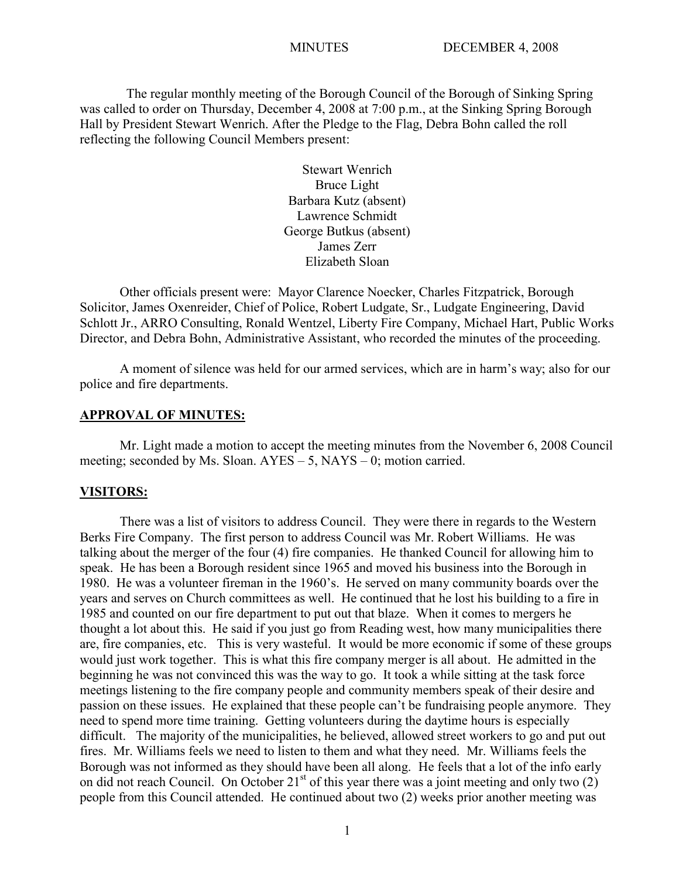MINUTES DECEMBER 4, 2008

The regular monthly meeting of the Borough Council of the Borough of Sinking Spring was called to order on Thursday, December 4, 2008 at 7:00 p.m., at the Sinking Spring Borough Hall by President Stewart Wenrich. After the Pledge to the Flag, Debra Bohn called the roll reflecting the following Council Members present:

Stewart Wenrich
Bruce Light
Barbara Kutz (absent)
Lawrence Schmidt
George Butkus (absent)
James Zerr
Elizabeth Sloan

Other officials present were: Mayor Clarence Noecker, Charles Fitzpatrick, Borough Solicitor, James Oxenreider, Chief of Police, Robert Ludgate, Sr., Ludgate Engineering, David Schlott Jr., ARRO Consulting, Ronald Wentzel, Liberty Fire Company, Michael Hart, Public Works Director, and Debra Bohn, Administrative Assistant, who recorded the minutes of the proceeding.

A moment of silence was held for our armed services, which are in harm's way; also for our police and fire departments.

## APPROVAL OF MINUTES:

Mr. Light made a motion to accept the meeting minutes from the November 6, 2008 Council meeting; seconded by Ms. Sloan. AYES – 5, NAYS – 0; motion carried.

## VISITORS:

There was a list of visitors to address Council. They were there in regards to the Western Berks Fire Company. The first person to address Council was Mr. Robert Williams. He was talking about the merger of the four (4) fire companies. He thanked Council for allowing him to speak. He has been a Borough resident since 1965 and moved his business into the Borough in 1980. He was a volunteer fireman in the 1960's. He served on many community boards over the years and serves on Church committees as well. He continued that he lost his building to a fire in 1985 and counted on our fire department to put out that blaze. When it comes to mergers he thought a lot about this. He said if you just go from Reading west, how many municipalities there are, fire companies, etc. This is very wasteful. It would be more economic if some of these groups would just work together. This is what this fire company merger is all about. He admitted in the beginning he was not convinced this was the way to go. It took a while sitting at the task force meetings listening to the fire company people and community members speak of their desire and passion on these issues. He explained that these people can't be fundraising people anymore. They need to spend more time training. Getting volunteers during the daytime hours is especially difficult. The majority of the municipalities, he believed, allowed street workers to go and put out fires. Mr. Williams feels we need to listen to them and what they need. Mr. Williams feels the Borough was not informed as they should have been all along. He feels that a lot of the info early on did not reach Council. On October 21st of this year there was a joint meeting and only two (2) people from this Council attended. He continued about two (2) weeks prior another meeting was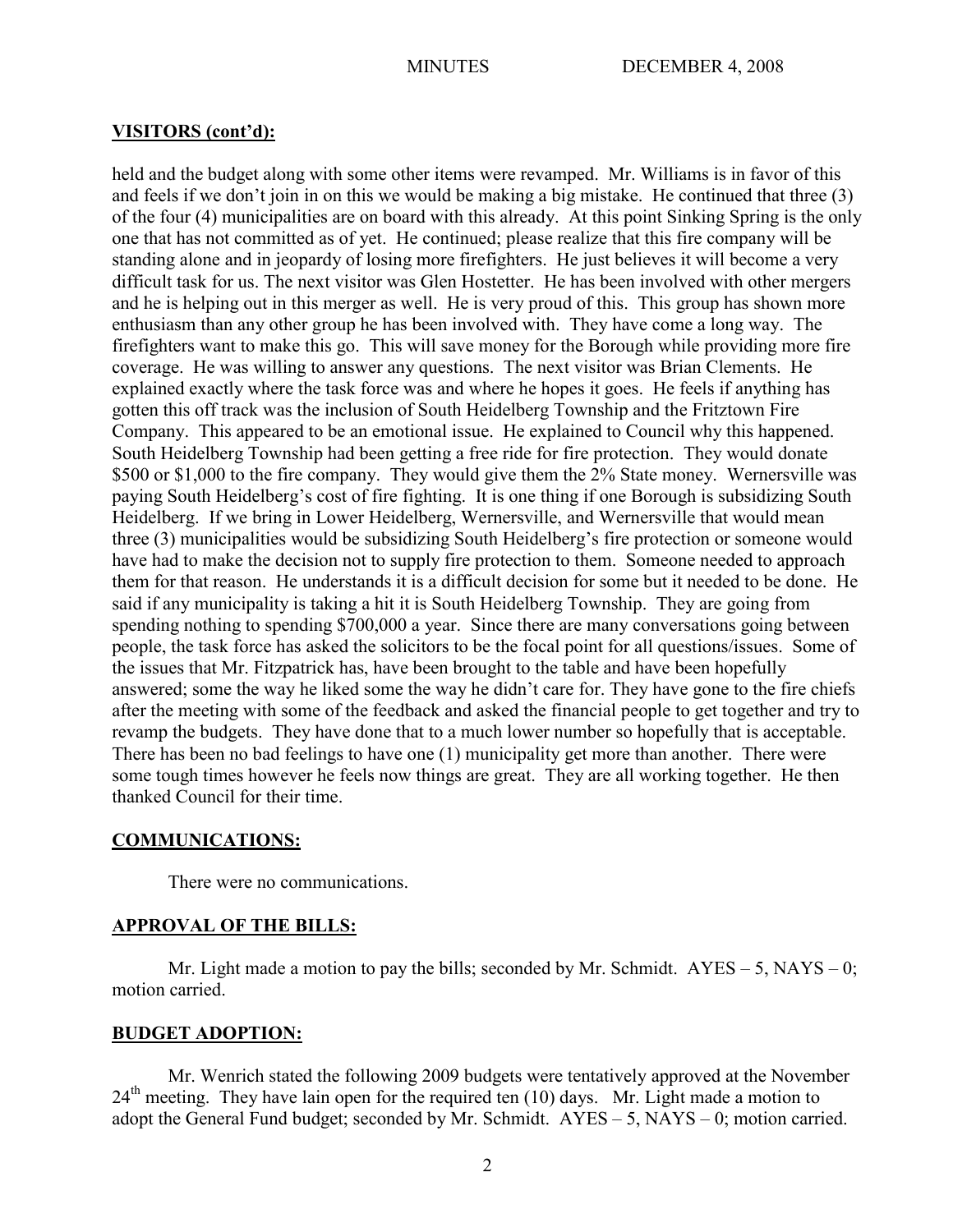**VISITORS (cont'd):**

held and the budget along with some other items were revamped. Mr. Williams is in favor of this and feels if we don't join in on this we would be making a big mistake. He continued that three (3) of the four (4) municipalities are on board with this already. At this point Sinking Spring is the only one that has not committed as of yet. He continued; please realize that this fire company will be standing alone and in jeopardy of losing more firefighters. He just believes it will become a very difficult task for us. The next visitor was Glen Hostetter. He has been involved with other mergers and he is helping out in this merger as well. He is very proud of this. This group has shown more enthusiasm than any other group he has been involved with. They have come a long way. The firefighters want to make this go. This will save money for the Borough while providing more fire coverage. He was willing to answer any questions. The next visitor was Brian Clements. He explained exactly where the task force was and where he hopes it goes. He feels if anything has gotten this off track was the inclusion of South Heidelberg Township and the Fritztown Fire Company. This appeared to be an emotional issue. He explained to Council why this happened. South Heidelberg Township had been getting a free ride for fire protection. They would donate $500 or $1,000 to the fire company. They would give them the 2% State money. Wernersville was paying South Heidelberg's cost of fire fighting. It is one thing if one Borough is subsidizing South Heidelberg. If we bring in Lower Heidelberg, Wernersville, and Wernersville that would mean three (3) municipalities would be subsidizing South Heidelberg's fire protection or someone would have had to make the decision not to supply fire protection to them. Someone needed to approach them for that reason. He understands it is a difficult decision for some but it needed to be done. He said if any municipality is taking a hit it is South Heidelberg Township. They are going from spending nothing to spending $700,000 a year. Since there are many conversations going between people, the task force has asked the solicitors to be the focal point for all questions/issues. Some of the issues that Mr. Fitzpatrick has, have been brought to the table and have been hopefully answered; some the way he liked some the way he didn't care for. They have gone to the fire chiefs after the meeting with some of the feedback and asked the financial people to get together and try to revamp the budgets. They have done that to a much lower number so hopefully that is acceptable. There has been no bad feelings to have one (1) municipality get more than another. There were some tough times however he feels now things are great. They are all working together. He then thanked Council for their time.

**COMMUNICATIONS:**

There were no communications.

**APPROVAL OF THE BILLS:**

Mr. Light made a motion to pay the bills; seconded by Mr. Schmidt. AYES – 5, NAYS – 0; motion carried.

**BUDGET ADOPTION:**

Mr. Wenrich stated the following 2009 budgets were tentatively approved at the November 24th meeting. They have lain open for the required ten (10) days. Mr. Light made a motion to adopt the General Fund budget; seconded by Mr. Schmidt. AYES – 5, NAYS – 0; motion carried.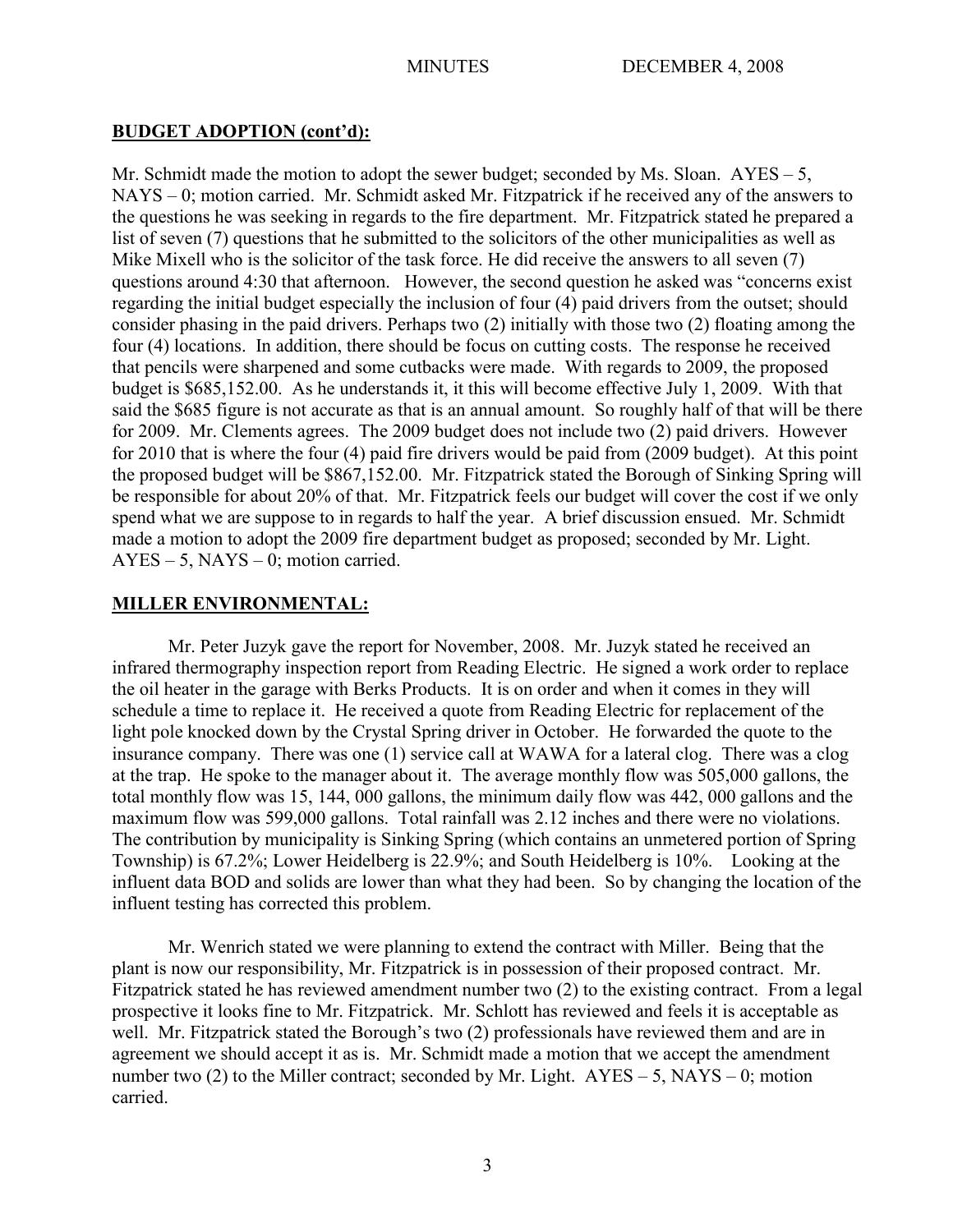**BUDGET ADOPTION (cont'd):**

Mr. Schmidt made the motion to adopt the sewer budget; seconded by Ms. Sloan. AYES – 5, NAYS – 0; motion carried. Mr. Schmidt asked Mr. Fitzpatrick if he received any of the answers to the questions he was seeking in regards to the fire department. Mr. Fitzpatrick stated he prepared a list of seven (7) questions that he submitted to the solicitors of the other municipalities as well as Mike Mixell who is the solicitor of the task force. He did receive the answers to all seven (7) questions around 4:30 that afternoon. However, the second question he asked was "concerns exist regarding the initial budget especially the inclusion of four (4) paid drivers from the outset; should consider phasing in the paid drivers. Perhaps two (2) initially with those two (2) floating among the four (4) locations. In addition, there should be focus on cutting costs. The response he received that pencils were sharpened and some cutbacks were made. With regards to 2009, the proposed budget is $685,152.00. As he understands it, it this will become effective July 1, 2009. With that said the $685 figure is not accurate as that is an annual amount. So roughly half of that will be there for 2009. Mr. Clements agrees. The 2009 budget does not include two (2) paid drivers. However for 2010 that is where the four (4) paid fire drivers would be paid from (2009 budget). At this point the proposed budget will be $867,152.00. Mr. Fitzpatrick stated the Borough of Sinking Spring will be responsible for about 20% of that. Mr. Fitzpatrick feels our budget will cover the cost if we only spend what we are suppose to in regards to half the year. A brief discussion ensued. Mr. Schmidt made a motion to adopt the 2009 fire department budget as proposed; seconded by Mr. Light. AYES – 5, NAYS – 0; motion carried.

**MILLER ENVIRONMENTAL:**

Mr. Peter Juzyk gave the report for November, 2008. Mr. Juzyk stated he received an infrared thermography inspection report from Reading Electric. He signed a work order to replace the oil heater in the garage with Berks Products. It is on order and when it comes in they will schedule a time to replace it. He received a quote from Reading Electric for replacement of the light pole knocked down by the Crystal Spring driver in October. He forwarded the quote to the insurance company. There was one (1) service call at WAWA for a lateral clog. There was a clog at the trap. He spoke to the manager about it. The average monthly flow was 505,000 gallons, the total monthly flow was 15, 144, 000 gallons, the minimum daily flow was 442, 000 gallons and the maximum flow was 599,000 gallons. Total rainfall was 2.12 inches and there were no violations. The contribution by municipality is Sinking Spring (which contains an unmetered portion of Spring Township) is 67.2%; Lower Heidelberg is 22.9%; and South Heidelberg is 10%. Looking at the influent data BOD and solids are lower than what they had been. So by changing the location of the influent testing has corrected this problem.

Mr. Wenrich stated we were planning to extend the contract with Miller. Being that the plant is now our responsibility, Mr. Fitzpatrick is in possession of their proposed contract. Mr. Fitzpatrick stated he has reviewed amendment number two (2) to the existing contract. From a legal prospective it looks fine to Mr. Fitzpatrick. Mr. Schlott has reviewed and feels it is acceptable as well. Mr. Fitzpatrick stated the Borough's two (2) professionals have reviewed them and are in agreement we should accept it as is. Mr. Schmidt made a motion that we accept the amendment number two (2) to the Miller contract; seconded by Mr. Light. AYES – 5, NAYS – 0; motion carried.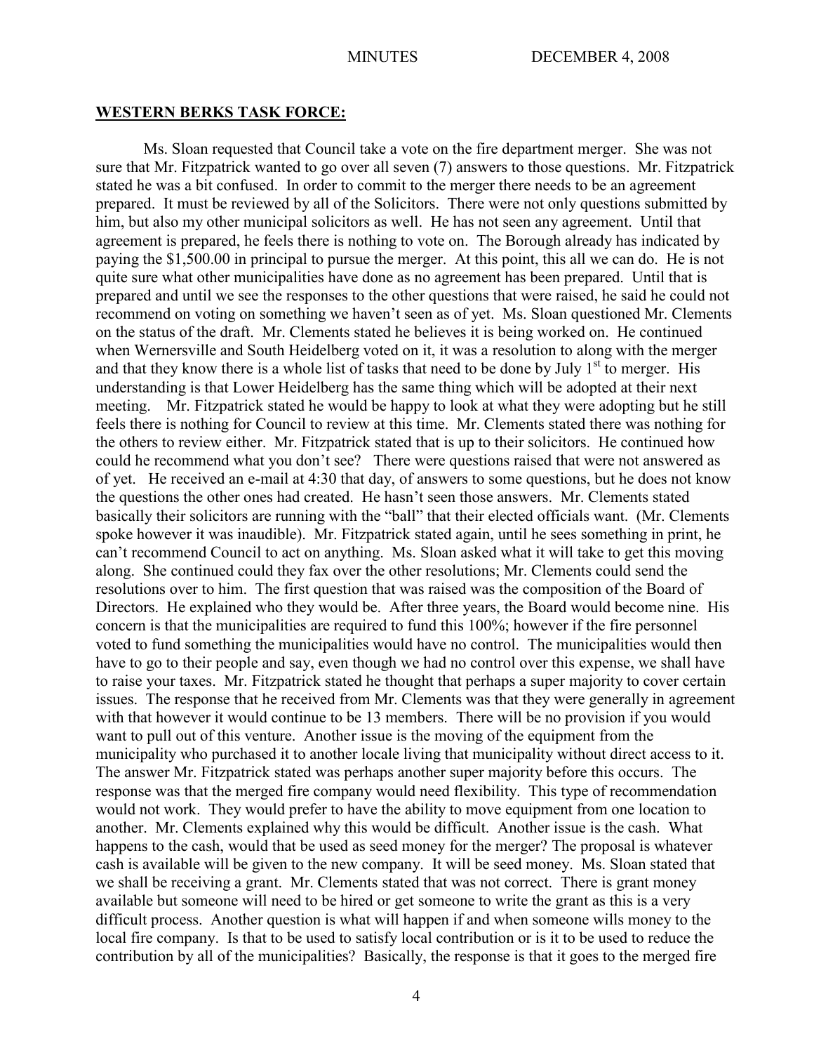**WESTERN BERKS TASK FORCE:**

Ms. Sloan requested that Council take a vote on the fire department merger. She was not sure that Mr. Fitzpatrick wanted to go over all seven (7) answers to those questions. Mr. Fitzpatrick stated he was a bit confused. In order to commit to the merger there needs to be an agreement prepared. It must be reviewed by all of the Solicitors. There were not only questions submitted by him, but also my other municipal solicitors as well. He has not seen any agreement. Until that agreement is prepared, he feels there is nothing to vote on. The Borough already has indicated by paying the $1,500.00 in principal to pursue the merger. At this point, this all we can do. He is not quite sure what other municipalities have done as no agreement has been prepared. Until that is prepared and until we see the responses to the other questions that were raised, he said he could not recommend on voting on something we haven't seen as of yet. Ms. Sloan questioned Mr. Clements on the status of the draft. Mr. Clements stated he believes it is being worked on. He continued when Wernersville and South Heidelberg voted on it, it was a resolution to along with the merger and that they know there is a whole list of tasks that need to be done by July 1st to merger. His understanding is that Lower Heidelberg has the same thing which will be adopted at their next meeting. Mr. Fitzpatrick stated he would be happy to look at what they were adopting but he still feels there is nothing for Council to review at this time. Mr. Clements stated there was nothing for the others to review either. Mr. Fitzpatrick stated that is up to their solicitors. He continued how could he recommend what you don't see? There were questions raised that were not answered as of yet. He received an e-mail at 4:30 that day, of answers to some questions, but he does not know the questions the other ones had created. He hasn't seen those answers. Mr. Clements stated basically their solicitors are running with the "ball" that their elected officials want. (Mr. Clements spoke however it was inaudible). Mr. Fitzpatrick stated again, until he sees something in print, he can't recommend Council to act on anything. Ms. Sloan asked what it will take to get this moving along. She continued could they fax over the other resolutions; Mr. Clements could send the resolutions over to him. The first question that was raised was the composition of the Board of Directors. He explained who they would be. After three years, the Board would become nine. His concern is that the municipalities are required to fund this 100%; however if the fire personnel voted to fund something the municipalities would have no control. The municipalities would then have to go to their people and say, even though we had no control over this expense, we shall have to raise your taxes. Mr. Fitzpatrick stated he thought that perhaps a super majority to cover certain issues. The response that he received from Mr. Clements was that they were generally in agreement with that however it would continue to be 13 members. There will be no provision if you would want to pull out of this venture. Another issue is the moving of the equipment from the municipality who purchased it to another locale living that municipality without direct access to it. The answer Mr. Fitzpatrick stated was perhaps another super majority before this occurs. The response was that the merged fire company would need flexibility. This type of recommendation would not work. They would prefer to have the ability to move equipment from one location to another. Mr. Clements explained why this would be difficult. Another issue is the cash. What happens to the cash, would that be used as seed money for the merger? The proposal is whatever cash is available will be given to the new company. It will be seed money. Ms. Sloan stated that we shall be receiving a grant. Mr. Clements stated that was not correct. There is grant money available but someone will need to be hired or get someone to write the grant as this is a very difficult process. Another question is what will happen if and when someone wills money to the local fire company. Is that to be used to satisfy local contribution or is it to be used to reduce the contribution by all of the municipalities? Basically, the response is that it goes to the merged fire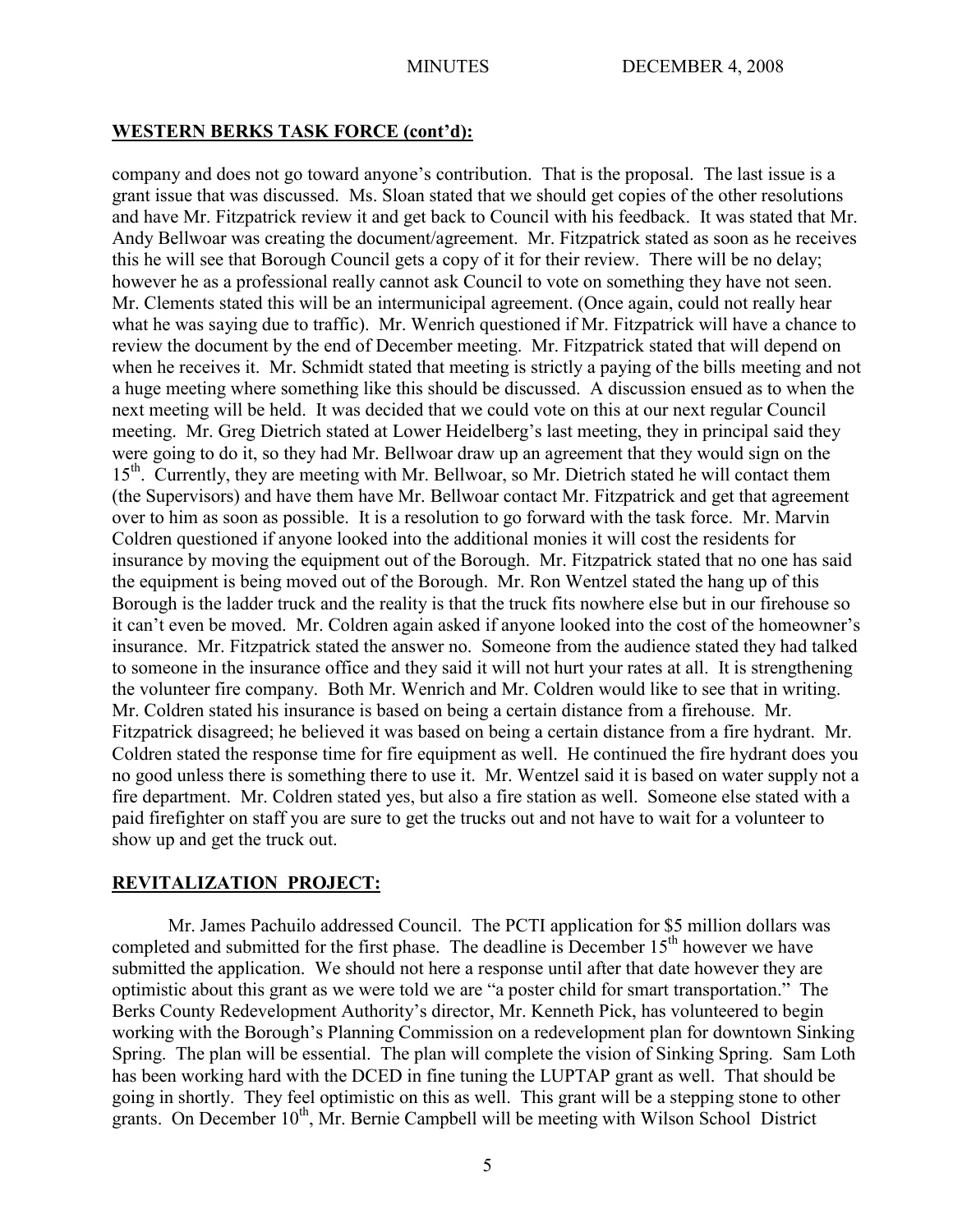## WESTERN BERKS TASK FORCE (cont'd):

company and does not go toward anyone's contribution. That is the proposal. The last issue is a grant issue that was discussed. Ms. Sloan stated that we should get copies of the other resolutions and have Mr. Fitzpatrick review it and get back to Council with his feedback. It was stated that Mr. Andy Bellwoar was creating the document/agreement. Mr. Fitzpatrick stated as soon as he receives this he will see that Borough Council gets a copy of it for their review. There will be no delay; however he as a professional really cannot ask Council to vote on something they have not seen. Mr. Clements stated this will be an intermunicipal agreement. (Once again, could not really hear what he was saying due to traffic). Mr. Wenrich questioned if Mr. Fitzpatrick will have a chance to review the document by the end of December meeting. Mr. Fitzpatrick stated that will depend on when he receives it. Mr. Schmidt stated that meeting is strictly a paying of the bills meeting and not a huge meeting where something like this should be discussed. A discussion ensued as to when the next meeting will be held. It was decided that we could vote on this at our next regular Council meeting. Mr. Greg Dietrich stated at Lower Heidelberg's last meeting, they in principal said they were going to do it, so they had Mr. Bellwoar draw up an agreement that they would sign on the 15th. Currently, they are meeting with Mr. Bellwoar, so Mr. Dietrich stated he will contact them (the Supervisors) and have them have Mr. Bellwoar contact Mr. Fitzpatrick and get that agreement over to him as soon as possible. It is a resolution to go forward with the task force. Mr. Marvin Coldren questioned if anyone looked into the additional monies it will cost the residents for insurance by moving the equipment out of the Borough. Mr. Fitzpatrick stated that no one has said the equipment is being moved out of the Borough. Mr. Ron Wentzel stated the hang up of this Borough is the ladder truck and the reality is that the truck fits nowhere else but in our firehouse so it can't even be moved. Mr. Coldren again asked if anyone looked into the cost of the homeowner's insurance. Mr. Fitzpatrick stated the answer no. Someone from the audience stated they had talked to someone in the insurance office and they said it will not hurt your rates at all. It is strengthening the volunteer fire company. Both Mr. Wenrich and Mr. Coldren would like to see that in writing. Mr. Coldren stated his insurance is based on being a certain distance from a firehouse. Mr. Fitzpatrick disagreed; he believed it was based on being a certain distance from a fire hydrant. Mr. Coldren stated the response time for fire equipment as well. He continued the fire hydrant does you no good unless there is something there to use it. Mr. Wentzel said it is based on water supply not a fire department. Mr. Coldren stated yes, but also a fire station as well. Someone else stated with a paid firefighter on staff you are sure to get the trucks out and not have to wait for a volunteer to show up and get the truck out.

## REVITALIZATION PROJECT:

Mr. James Pachuilo addressed Council. The PCTI application for $5 million dollars was completed and submitted for the first phase. The deadline is December 15th however we have submitted the application. We should not here a response until after that date however they are optimistic about this grant as we were told we are "a poster child for smart transportation." The Berks County Redevelopment Authority's director, Mr. Kenneth Pick, has volunteered to begin working with the Borough's Planning Commission on a redevelopment plan for downtown Sinking Spring. The plan will be essential. The plan will complete the vision of Sinking Spring. Sam Loth has been working hard with the DCED in fine tuning the LUPTAP grant as well. That should be going in shortly. They feel optimistic on this as well. This grant will be a stepping stone to other grants. On December 10th, Mr. Bernie Campbell will be meeting with Wilson School District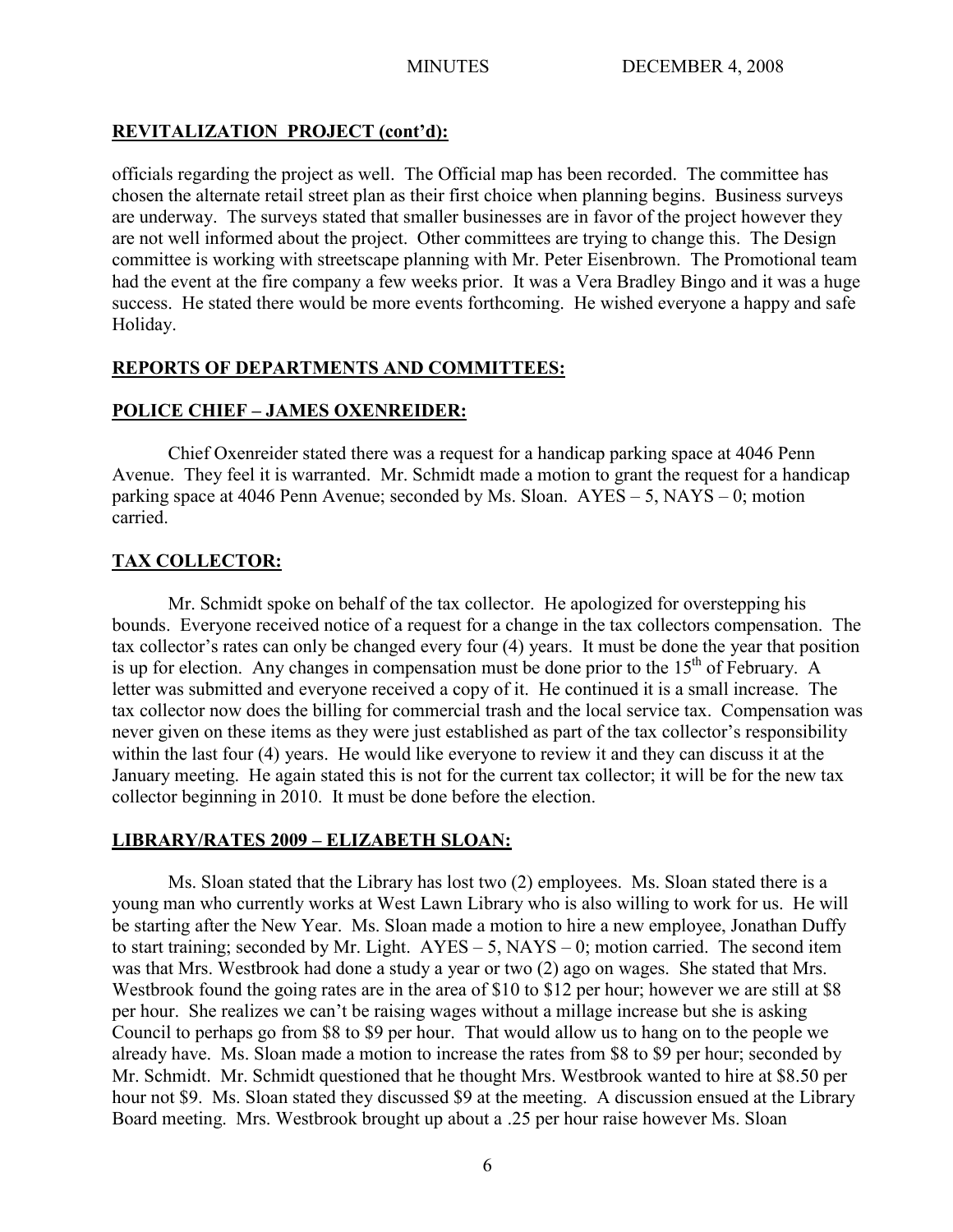## REVITALIZATION PROJECT (cont'd):

officials regarding the project as well. The Official map has been recorded. The committee has chosen the alternate retail street plan as their first choice when planning begins. Business surveys are underway. The surveys stated that smaller businesses are in favor of the project however they are not well informed about the project. Other committees are trying to change this. The Design committee is working with streetscape planning with Mr. Peter Eisenbrown. The Promotional team had the event at the fire company a few weeks prior. It was a Vera Bradley Bingo and it was a huge success. He stated there would be more events forthcoming. He wished everyone a happy and safe Holiday.

## REPORTS OF DEPARTMENTS AND COMMITTEES:

## POLICE CHIEF – JAMES OXENREIDER:

Chief Oxenreider stated there was a request for a handicap parking space at 4046 Penn Avenue. They feel it is warranted. Mr. Schmidt made a motion to grant the request for a handicap parking space at 4046 Penn Avenue; seconded by Ms. Sloan. AYES – 5, NAYS – 0; motion carried.

## TAX COLLECTOR:

Mr. Schmidt spoke on behalf of the tax collector. He apologized for overstepping his bounds. Everyone received notice of a request for a change in the tax collectors compensation. The tax collector's rates can only be changed every four (4) years. It must be done the year that position is up for election. Any changes in compensation must be done prior to the 15th of February. A letter was submitted and everyone received a copy of it. He continued it is a small increase. The tax collector now does the billing for commercial trash and the local service tax. Compensation was never given on these items as they were just established as part of the tax collector's responsibility within the last four (4) years. He would like everyone to review it and they can discuss it at the January meeting. He again stated this is not for the current tax collector; it will be for the new tax collector beginning in 2010. It must be done before the election.

## LIBRARY/RATES 2009 – ELIZABETH SLOAN:

Ms. Sloan stated that the Library has lost two (2) employees. Ms. Sloan stated there is a young man who currently works at West Lawn Library who is also willing to work for us. He will be starting after the New Year. Ms. Sloan made a motion to hire a new employee, Jonathan Duffy to start training; seconded by Mr. Light. AYES – 5, NAYS – 0; motion carried. The second item was that Mrs. Westbrook had done a study a year or two (2) ago on wages. She stated that Mrs. Westbrook found the going rates are in the area of $10 to $12 per hour; however we are still at $8 per hour. She realizes we can't be raising wages without a millage increase but she is asking Council to perhaps go from $8 to $9 per hour. That would allow us to hang on to the people we already have. Ms. Sloan made a motion to increase the rates from $8 to $9 per hour; seconded by Mr. Schmidt. Mr. Schmidt questioned that he thought Mrs. Westbrook wanted to hire at $8.50 per hour not $9. Ms. Sloan stated they discussed $9 at the meeting. A discussion ensued at the Library Board meeting. Mrs. Westbrook brought up about a .25 per hour raise however Ms. Sloan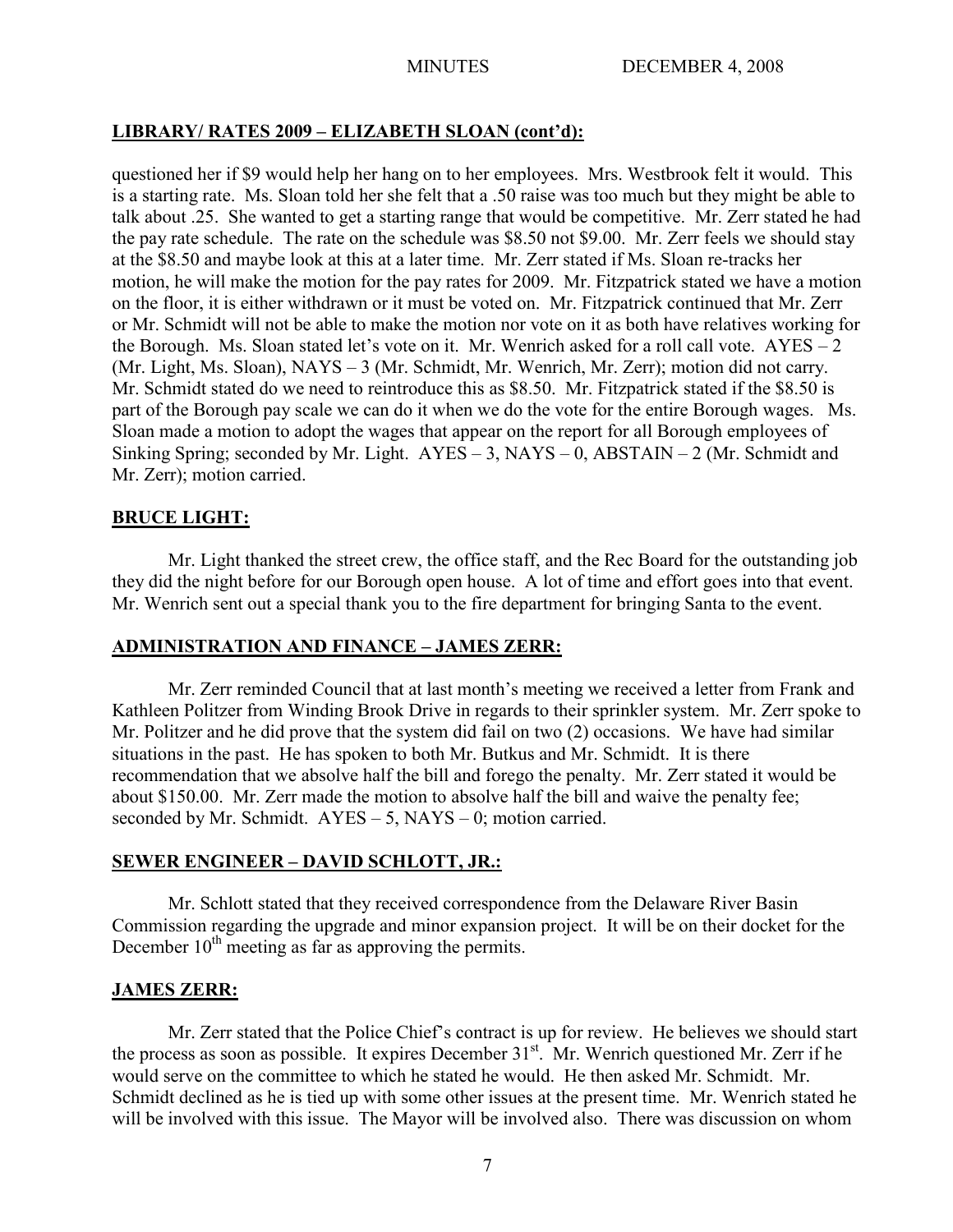## LIBRARY/ RATES 2009 – ELIZABETH SLOAN (cont'd):

questioned her if \$9 would help her hang on to her employees. Mrs. Westbrook felt it would. This is a starting rate. Ms. Sloan told her she felt that a .50 raise was too much but they might be able to talk about .25. She wanted to get a starting range that would be competitive. Mr. Zerr stated he had the pay rate schedule. The rate on the schedule was \$8.50 not \$9.00. Mr. Zerr feels we should stay at the \$8.50 and maybe look at this at a later time. Mr. Zerr stated if Ms. Sloan re-tracks her motion, he will make the motion for the pay rates for 2009. Mr. Fitzpatrick stated we have a motion on the floor, it is either withdrawn or it must be voted on. Mr. Fitzpatrick continued that Mr. Zerr or Mr. Schmidt will not be able to make the motion nor vote on it as both have relatives working for the Borough. Ms. Sloan stated let's vote on it. Mr. Wenrich asked for a roll call vote. AYES – 2 (Mr. Light, Ms. Sloan), NAYS – 3 (Mr. Schmidt, Mr. Wenrich, Mr. Zerr); motion did not carry. Mr. Schmidt stated do we need to reintroduce this as \$8.50. Mr. Fitzpatrick stated if the \$8.50 is part of the Borough pay scale we can do it when we do the vote for the entire Borough wages. Ms. Sloan made a motion to adopt the wages that appear on the report for all Borough employees of Sinking Spring; seconded by Mr. Light. AYES – 3, NAYS – 0, ABSTAIN – 2 (Mr. Schmidt and Mr. Zerr); motion carried.

## BRUCE LIGHT:

Mr. Light thanked the street crew, the office staff, and the Rec Board for the outstanding job they did the night before for our Borough open house. A lot of time and effort goes into that event. Mr. Wenrich sent out a special thank you to the fire department for bringing Santa to the event.

## ADMINISTRATION AND FINANCE – JAMES ZERR:

Mr. Zerr reminded Council that at last month's meeting we received a letter from Frank and Kathleen Politzer from Winding Brook Drive in regards to their sprinkler system. Mr. Zerr spoke to Mr. Politzer and he did prove that the system did fail on two (2) occasions. We have had similar situations in the past. He has spoken to both Mr. Butkus and Mr. Schmidt. It is there recommendation that we absolve half the bill and forego the penalty. Mr. Zerr stated it would be about \$150.00. Mr. Zerr made the motion to absolve half the bill and waive the penalty fee; seconded by Mr. Schmidt. AYES – 5, NAYS – 0; motion carried.

## SEWER ENGINEER – DAVID SCHLOTT, JR.:

Mr. Schlott stated that they received correspondence from the Delaware River Basin Commission regarding the upgrade and minor expansion project. It will be on their docket for the December 10th meeting as far as approving the permits.

## JAMES ZERR:

Mr. Zerr stated that the Police Chief's contract is up for review. He believes we should start the process as soon as possible. It expires December 31st. Mr. Wenrich questioned Mr. Zerr if he would serve on the committee to which he stated he would. He then asked Mr. Schmidt. Mr. Schmidt declined as he is tied up with some other issues at the present time. Mr. Wenrich stated he will be involved with this issue. The Mayor will be involved also. There was discussion on whom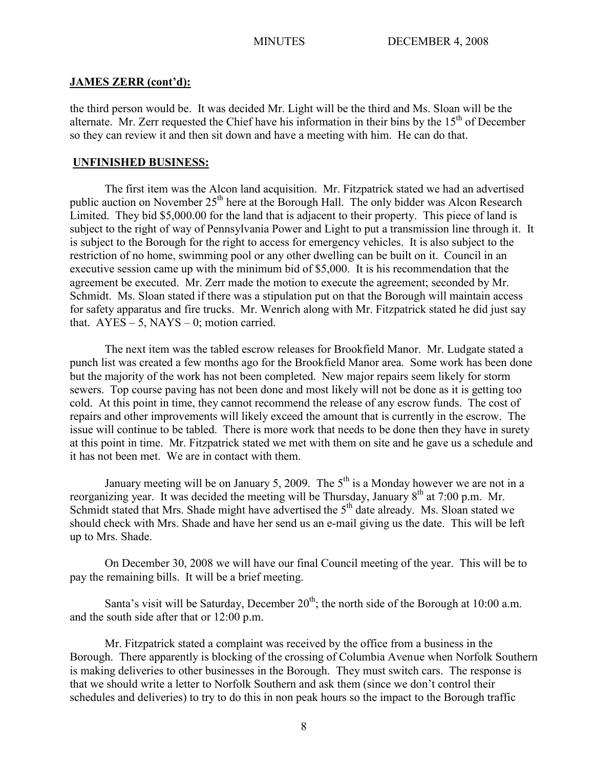**JAMES ZERR (cont'd):**

the third person would be. It was decided Mr. Light will be the third and Ms. Sloan will be the alternate. Mr. Zerr requested the Chief have his information in their bins by the 15th of December so they can review it and then sit down and have a meeting with him. He can do that.

**UNFINISHED BUSINESS:**

The first item was the Alcon land acquisition. Mr. Fitzpatrick stated we had an advertised public auction on November 25th here at the Borough Hall. The only bidder was Alcon Research Limited. They bid $5,000.00 for the land that is adjacent to their property. This piece of land is subject to the right of way of Pennsylvania Power and Light to put a transmission line through it. It is subject to the Borough for the right to access for emergency vehicles. It is also subject to the restriction of no home, swimming pool or any other dwelling can be built on it. Council in an executive session came up with the minimum bid of $5,000. It is his recommendation that the agreement be executed. Mr. Zerr made the motion to execute the agreement; seconded by Mr. Schmidt. Ms. Sloan stated if there was a stipulation put on that the Borough will maintain access for safety apparatus and fire trucks. Mr. Wenrich along with Mr. Fitzpatrick stated he did just say that. AYES – 5, NAYS – 0; motion carried.

The next item was the tabled escrow releases for Brookfield Manor. Mr. Ludgate stated a punch list was created a few months ago for the Brookfield Manor area. Some work has been done but the majority of the work has not been completed. New major repairs seem likely for storm sewers. Top course paving has not been done and most likely will not be done as it is getting too cold. At this point in time, they cannot recommend the release of any escrow funds. The cost of repairs and other improvements will likely exceed the amount that is currently in the escrow. The issue will continue to be tabled. There is more work that needs to be done then they have in surety at this point in time. Mr. Fitzpatrick stated we met with them on site and he gave us a schedule and it has not been met. We are in contact with them.

January meeting will be on January 5, 2009. The 5th is a Monday however we are not in a reorganizing year. It was decided the meeting will be Thursday, January 8th at 7:00 p.m. Mr. Schmidt stated that Mrs. Shade might have advertised the 5th date already. Ms. Sloan stated we should check with Mrs. Shade and have her send us an e-mail giving us the date. This will be left up to Mrs. Shade.

On December 30, 2008 we will have our final Council meeting of the year. This will be to pay the remaining bills. It will be a brief meeting.

Santa's visit will be Saturday, December 20th; the north side of the Borough at 10:00 a.m. and the south side after that or 12:00 p.m.

Mr. Fitzpatrick stated a complaint was received by the office from a business in the Borough. There apparently is blocking of the crossing of Columbia Avenue when Norfolk Southern is making deliveries to other businesses in the Borough. They must switch cars. The response is that we should write a letter to Norfolk Southern and ask them (since we don't control their schedules and deliveries) to try to do this in non peak hours so the impact to the Borough traffic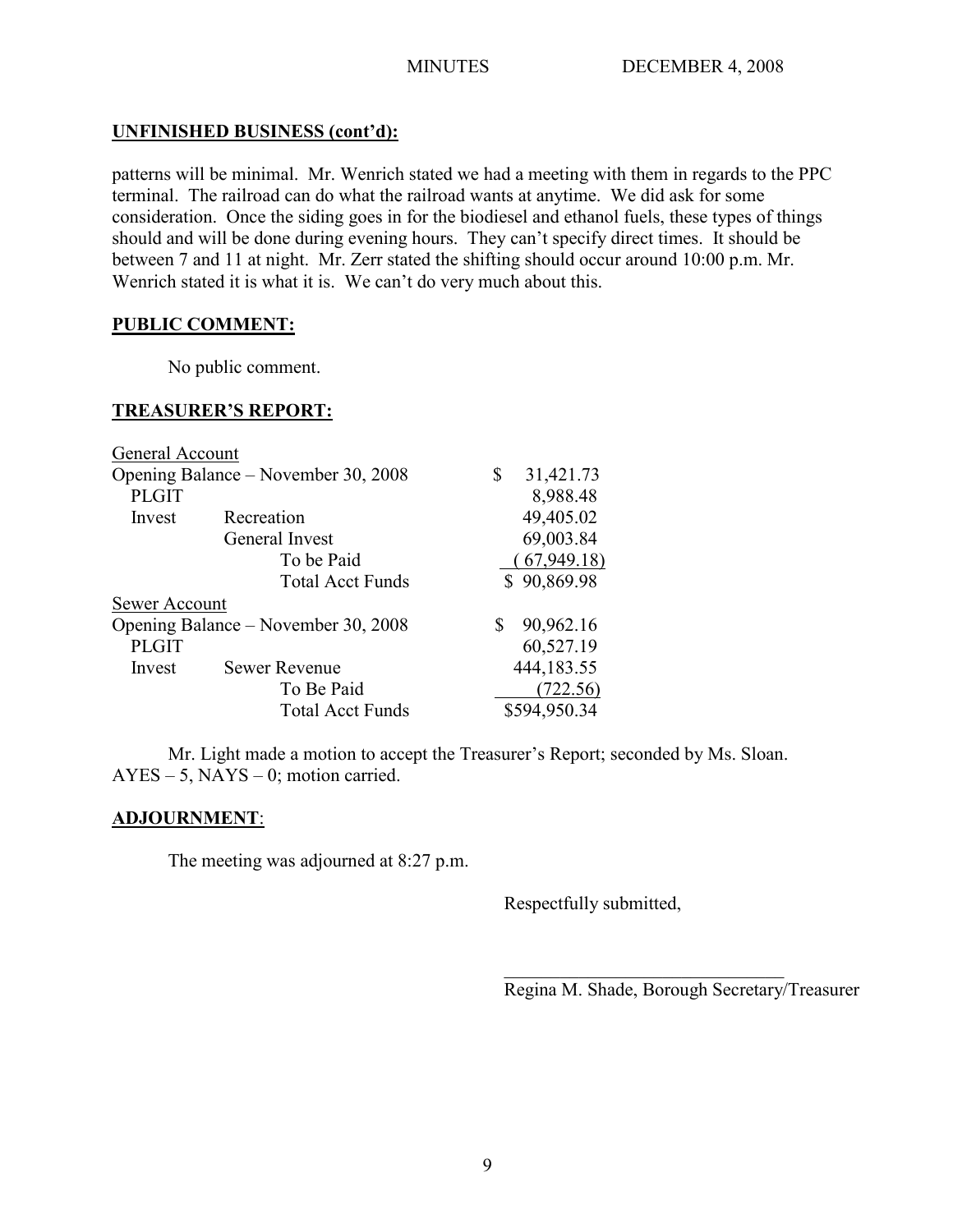**UNFINISHED BUSINESS (cont'd):**

patterns will be minimal. Mr. Wenrich stated we had a meeting with them in regards to the PPC terminal. The railroad can do what the railroad wants at anytime. We did ask for some consideration. Once the siding goes in for the biodiesel and ethanol fuels, these types of things should and will be done during evening hours. They can't specify direct times. It should be between 7 and 11 at night. Mr. Zerr stated the shifting should occur around 10:00 p.m. Mr. Wenrich stated it is what it is. We can't do very much about this.

**PUBLIC COMMENT:**

No public comment.

**TREASURER'S REPORT:**

| | | |
|---|---|---|
| General Account | | |
| Opening Balance – November 30, 2008 | | $ 31,421.73 |
| PLGIT | | 8,988.48 |
| Invest | Recreation | 49,405.02 |
| | General Invest | 69,003.84 |
| | To be Paid | ( 67,949.18) |
| | Total Acct Funds | $ 90,869.98 |
| Sewer Account | | |
| Opening Balance – November 30, 2008 | | $ 90,962.16 |
| PLGIT | | 60,527.19 |
| Invest | Sewer Revenue | 444,183.55 |
| | To Be Paid | (722.56) |
| | Total Acct Funds | $594,950.34 |

Mr. Light made a motion to accept the Treasurer's Report; seconded by Ms. Sloan. AYES – 5, NAYS – 0; motion carried.

**ADJOURNMENT:**

The meeting was adjourned at 8:27 p.m.

Respectfully submitted,

Regina M. Shade, Borough Secretary/Treasurer